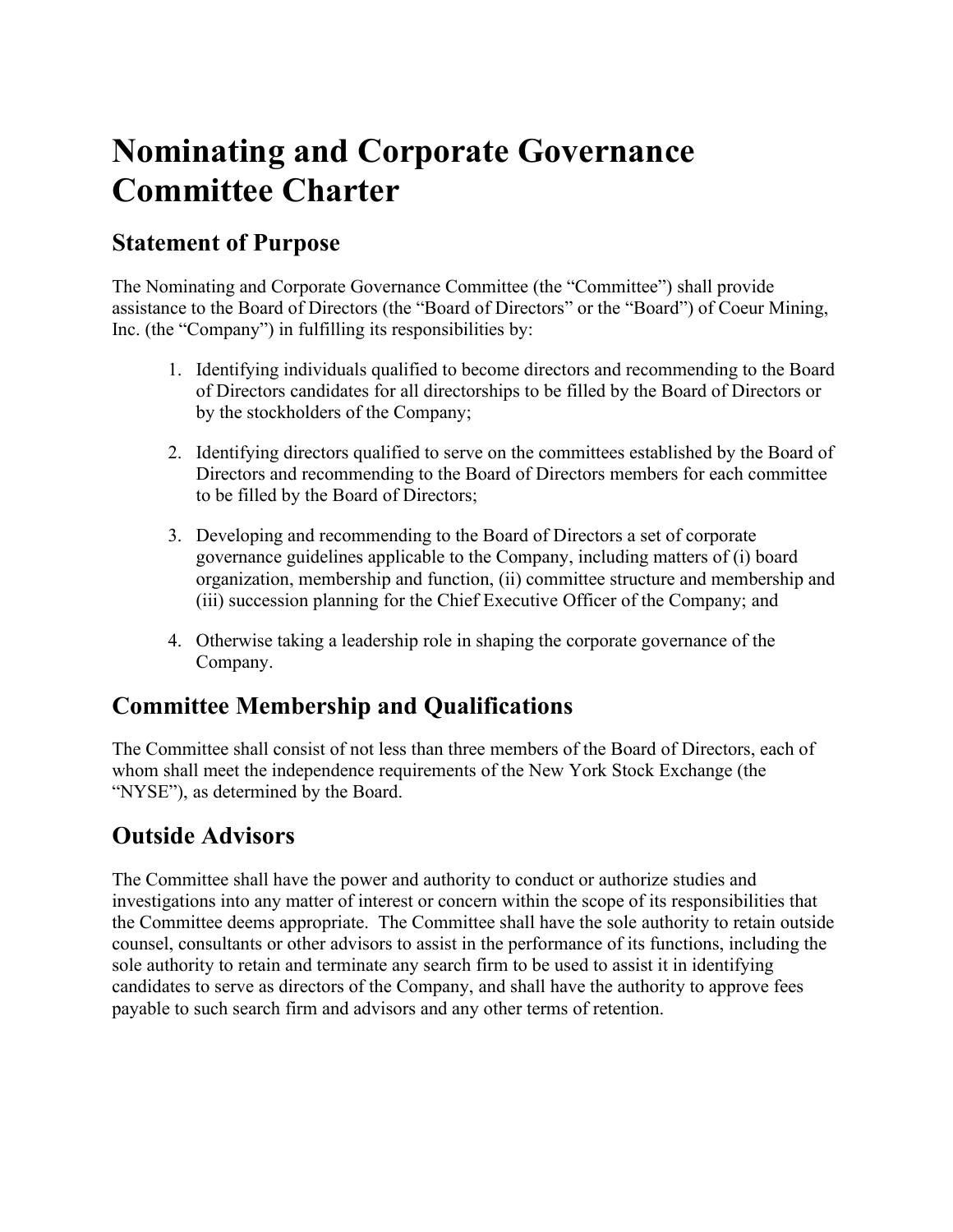# Nominating and Corporate Governance Committee Charter

## Statement of Purpose

The Nominating and Corporate Governance Committee (the "Committee") shall provide assistance to the Board of Directors (the "Board of Directors" or the "Board") of Coeur Mining, Inc. (the "Company") in fulfilling its responsibilities by:

1. Identifying individuals qualified to become directors and recommending to the Board of Directors candidates for all directorships to be filled by the Board of Directors or by the stockholders of the Company;

2. Identifying directors qualified to serve on the committees established by the Board of Directors and recommending to the Board of Directors members for each committee to be filled by the Board of Directors;

3. Developing and recommending to the Board of Directors a set of corporate governance guidelines applicable to the Company, including matters of (i) board organization, membership and function, (ii) committee structure and membership and (iii) succession planning for the Chief Executive Officer of the Company; and

4. Otherwise taking a leadership role in shaping the corporate governance of the Company.

## Committee Membership and Qualifications

The Committee shall consist of not less than three members of the Board of Directors, each of whom shall meet the independence requirements of the New York Stock Exchange (the "NYSE"), as determined by the Board.

## Outside Advisors

The Committee shall have the power and authority to conduct or authorize studies and investigations into any matter of interest or concern within the scope of its responsibilities that the Committee deems appropriate. The Committee shall have the sole authority to retain outside counsel, consultants or other advisors to assist in the performance of its functions, including the sole authority to retain and terminate any search firm to be used to assist it in identifying candidates to serve as directors of the Company, and shall have the authority to approve fees payable to such search firm and advisors and any other terms of retention.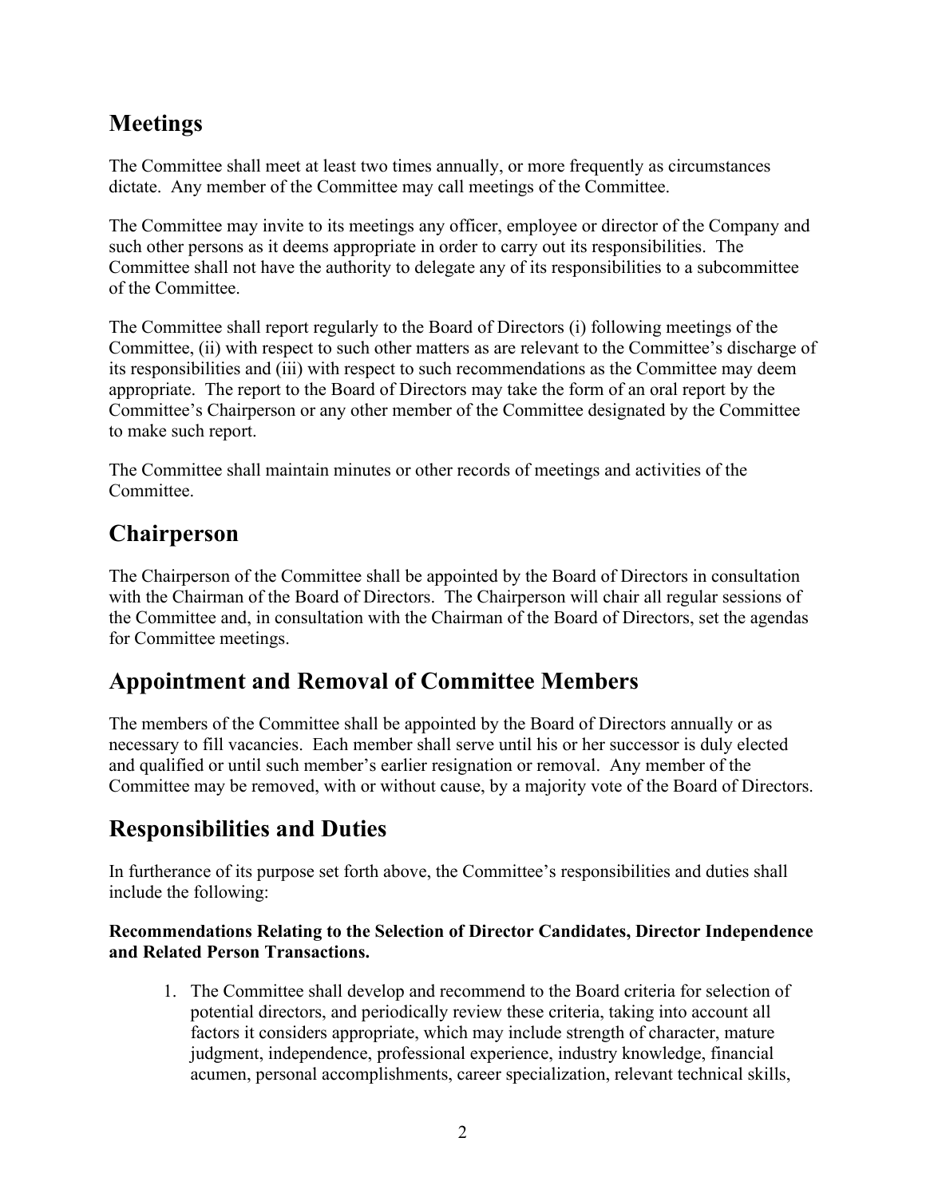## Meetings

The Committee shall meet at least two times annually, or more frequently as circumstances dictate. Any member of the Committee may call meetings of the Committee.

The Committee may invite to its meetings any officer, employee or director of the Company and such other persons as it deems appropriate in order to carry out its responsibilities. The Committee shall not have the authority to delegate any of its responsibilities to a subcommittee of the Committee.

The Committee shall report regularly to the Board of Directors (i) following meetings of the Committee, (ii) with respect to such other matters as are relevant to the Committee's discharge of its responsibilities and (iii) with respect to such recommendations as the Committee may deem appropriate. The report to the Board of Directors may take the form of an oral report by the Committee's Chairperson or any other member of the Committee designated by the Committee to make such report.

The Committee shall maintain minutes or other records of meetings and activities of the Committee.

## Chairperson

The Chairperson of the Committee shall be appointed by the Board of Directors in consultation with the Chairman of the Board of Directors. The Chairperson will chair all regular sessions of the Committee and, in consultation with the Chairman of the Board of Directors, set the agendas for Committee meetings.

## Appointment and Removal of Committee Members

The members of the Committee shall be appointed by the Board of Directors annually or as necessary to fill vacancies. Each member shall serve until his or her successor is duly elected and qualified or until such member's earlier resignation or removal. Any member of the Committee may be removed, with or without cause, by a majority vote of the Board of Directors.

## Responsibilities and Duties

In furtherance of its purpose set forth above, the Committee's responsibilities and duties shall include the following:

**Recommendations Relating to the Selection of Director Candidates, Director Independence and Related Person Transactions.**

1. The Committee shall develop and recommend to the Board criteria for selection of potential directors, and periodically review these criteria, taking into account all factors it considers appropriate, which may include strength of character, mature judgment, independence, professional experience, industry knowledge, financial acumen, personal accomplishments, career specialization, relevant technical skills,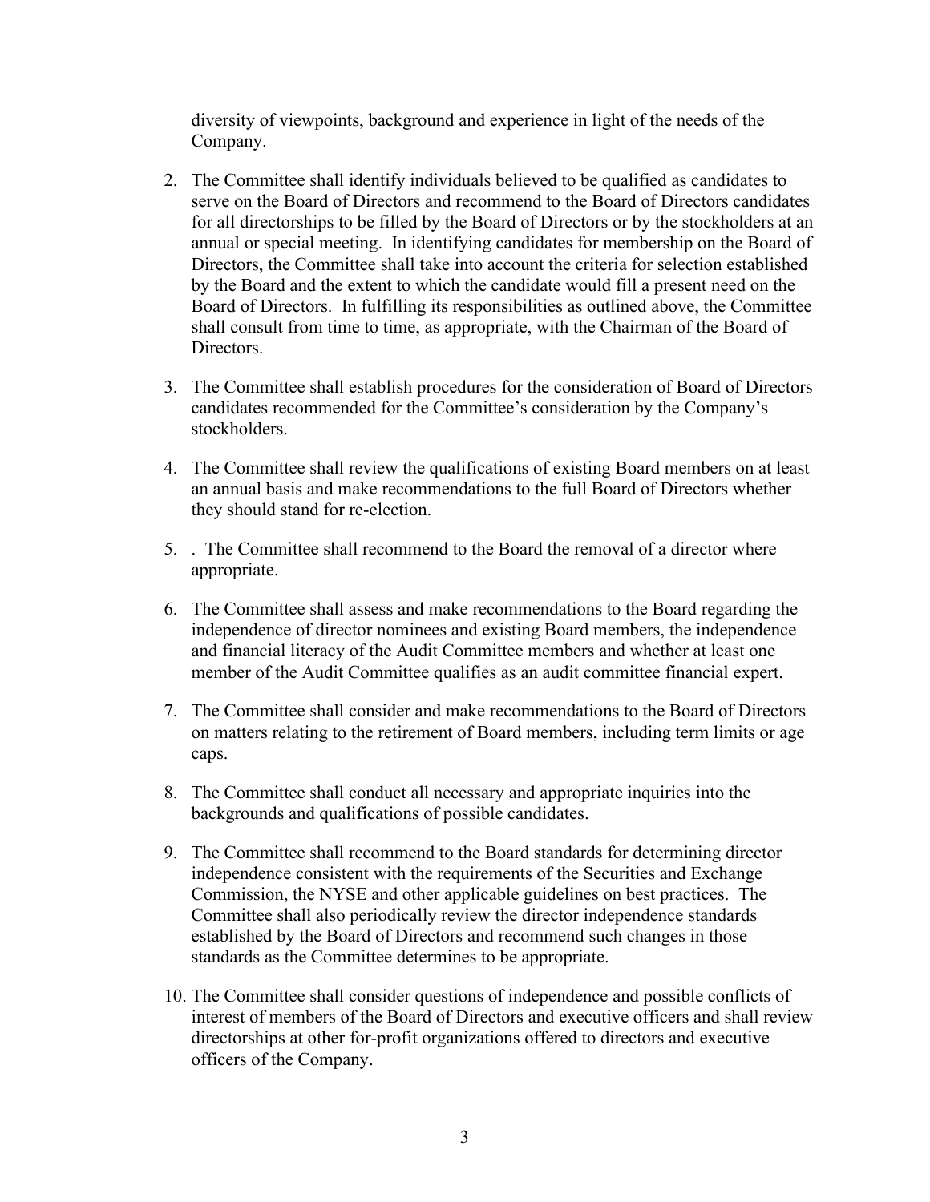diversity of viewpoints, background and experience in light of the needs of the Company.

2. The Committee shall identify individuals believed to be qualified as candidates to serve on the Board of Directors and recommend to the Board of Directors candidates for all directorships to be filled by the Board of Directors or by the stockholders at an annual or special meeting. In identifying candidates for membership on the Board of Directors, the Committee shall take into account the criteria for selection established by the Board and the extent to which the candidate would fill a present need on the Board of Directors. In fulfilling its responsibilities as outlined above, the Committee shall consult from time to time, as appropriate, with the Chairman of the Board of Directors.

3. The Committee shall establish procedures for the consideration of Board of Directors candidates recommended for the Committee's consideration by the Company's stockholders.

4. The Committee shall review the qualifications of existing Board members on at least an annual basis and make recommendations to the full Board of Directors whether they should stand for re-election.

5. . The Committee shall recommend to the Board the removal of a director where appropriate.

6. The Committee shall assess and make recommendations to the Board regarding the independence of director nominees and existing Board members, the independence and financial literacy of the Audit Committee members and whether at least one member of the Audit Committee qualifies as an audit committee financial expert.

7. The Committee shall consider and make recommendations to the Board of Directors on matters relating to the retirement of Board members, including term limits or age caps.

8. The Committee shall conduct all necessary and appropriate inquiries into the backgrounds and qualifications of possible candidates.

9. The Committee shall recommend to the Board standards for determining director independence consistent with the requirements of the Securities and Exchange Commission, the NYSE and other applicable guidelines on best practices. The Committee shall also periodically review the director independence standards established by the Board of Directors and recommend such changes in those standards as the Committee determines to be appropriate.

10. The Committee shall consider questions of independence and possible conflicts of interest of members of the Board of Directors and executive officers and shall review directorships at other for-profit organizations offered to directors and executive officers of the Company.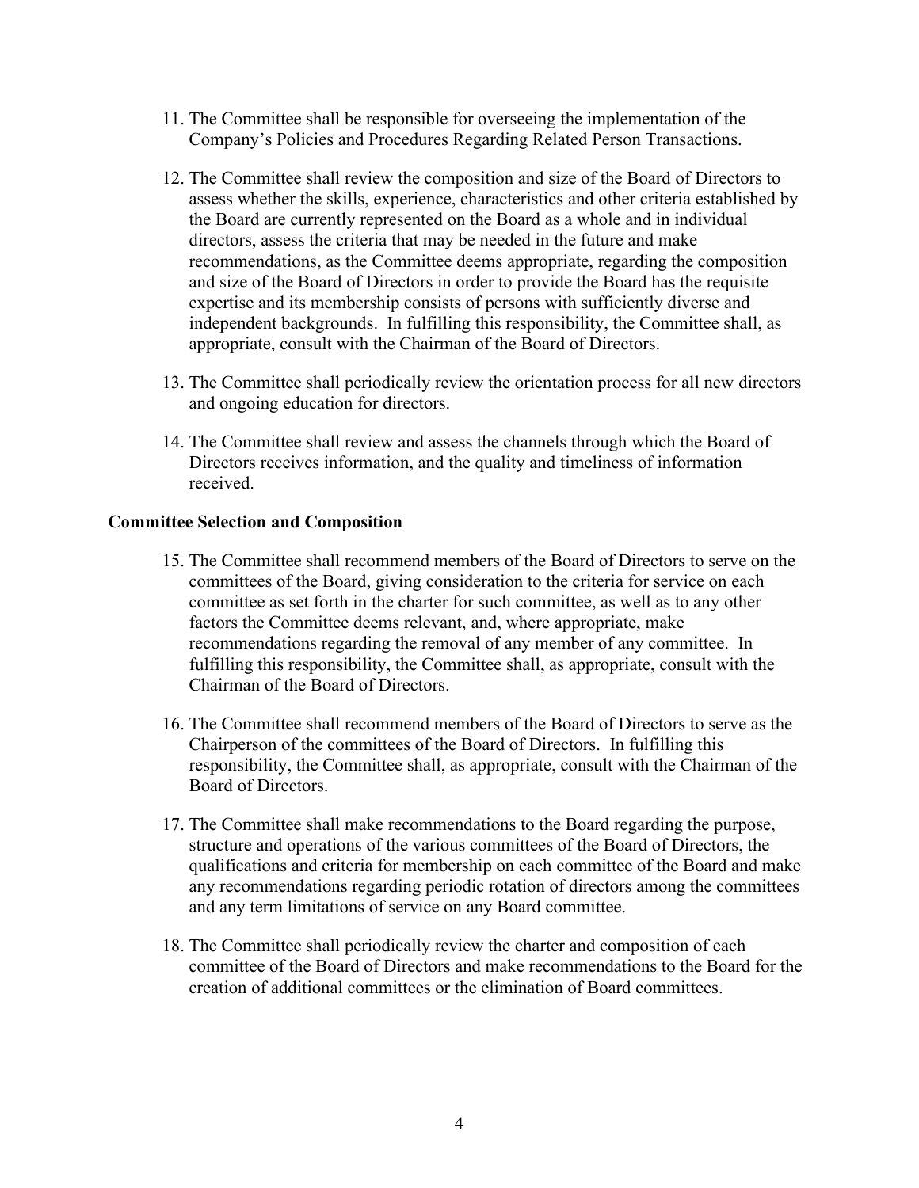11. The Committee shall be responsible for overseeing the implementation of the Company's Policies and Procedures Regarding Related Person Transactions.

12. The Committee shall review the composition and size of the Board of Directors to assess whether the skills, experience, characteristics and other criteria established by the Board are currently represented on the Board as a whole and in individual directors, assess the criteria that may be needed in the future and make recommendations, as the Committee deems appropriate, regarding the composition and size of the Board of Directors in order to provide the Board has the requisite expertise and its membership consists of persons with sufficiently diverse and independent backgrounds. In fulfilling this responsibility, the Committee shall, as appropriate, consult with the Chairman of the Board of Directors.

13. The Committee shall periodically review the orientation process for all new directors and ongoing education for directors.

14. The Committee shall review and assess the channels through which the Board of Directors receives information, and the quality and timeliness of information received.

**Committee Selection and Composition**

15. The Committee shall recommend members of the Board of Directors to serve on the committees of the Board, giving consideration to the criteria for service on each committee as set forth in the charter for such committee, as well as to any other factors the Committee deems relevant, and, where appropriate, make recommendations regarding the removal of any member of any committee. In fulfilling this responsibility, the Committee shall, as appropriate, consult with the Chairman of the Board of Directors.

16. The Committee shall recommend members of the Board of Directors to serve as the Chairperson of the committees of the Board of Directors. In fulfilling this responsibility, the Committee shall, as appropriate, consult with the Chairman of the Board of Directors.

17. The Committee shall make recommendations to the Board regarding the purpose, structure and operations of the various committees of the Board of Directors, the qualifications and criteria for membership on each committee of the Board and make any recommendations regarding periodic rotation of directors among the committees and any term limitations of service on any Board committee.

18. The Committee shall periodically review the charter and composition of each committee of the Board of Directors and make recommendations to the Board for the creation of additional committees or the elimination of Board committees.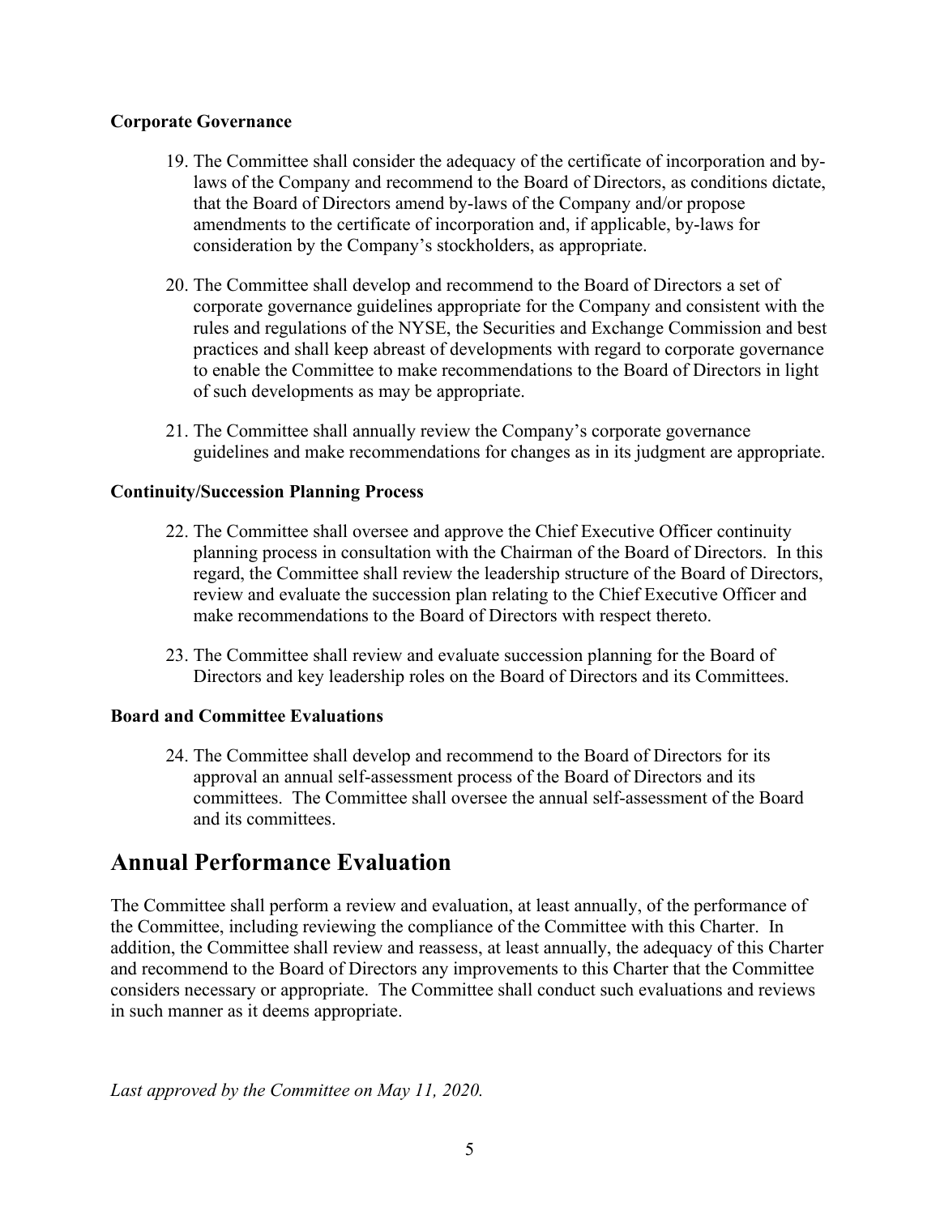**Corporate Governance**

19. The Committee shall consider the adequacy of the certificate of incorporation and by-laws of the Company and recommend to the Board of Directors, as conditions dictate, that the Board of Directors amend by-laws of the Company and/or propose amendments to the certificate of incorporation and, if applicable, by-laws for consideration by the Company's stockholders, as appropriate.

20. The Committee shall develop and recommend to the Board of Directors a set of corporate governance guidelines appropriate for the Company and consistent with the rules and regulations of the NYSE, the Securities and Exchange Commission and best practices and shall keep abreast of developments with regard to corporate governance to enable the Committee to make recommendations to the Board of Directors in light of such developments as may be appropriate.

21. The Committee shall annually review the Company's corporate governance guidelines and make recommendations for changes as in its judgment are appropriate.

**Continuity/Succession Planning Process**

22. The Committee shall oversee and approve the Chief Executive Officer continuity planning process in consultation with the Chairman of the Board of Directors. In this regard, the Committee shall review the leadership structure of the Board of Directors, review and evaluate the succession plan relating to the Chief Executive Officer and make recommendations to the Board of Directors with respect thereto.

23. The Committee shall review and evaluate succession planning for the Board of Directors and key leadership roles on the Board of Directors and its Committees.

**Board and Committee Evaluations**

24. The Committee shall develop and recommend to the Board of Directors for its approval an annual self-assessment process of the Board of Directors and its committees. The Committee shall oversee the annual self-assessment of the Board and its committees.

## Annual Performance Evaluation

The Committee shall perform a review and evaluation, at least annually, of the performance of the Committee, including reviewing the compliance of the Committee with this Charter. In addition, the Committee shall review and reassess, at least annually, the adequacy of this Charter and recommend to the Board of Directors any improvements to this Charter that the Committee considers necessary or appropriate. The Committee shall conduct such evaluations and reviews in such manner as it deems appropriate.

*Last approved by the Committee on May 11, 2020.*